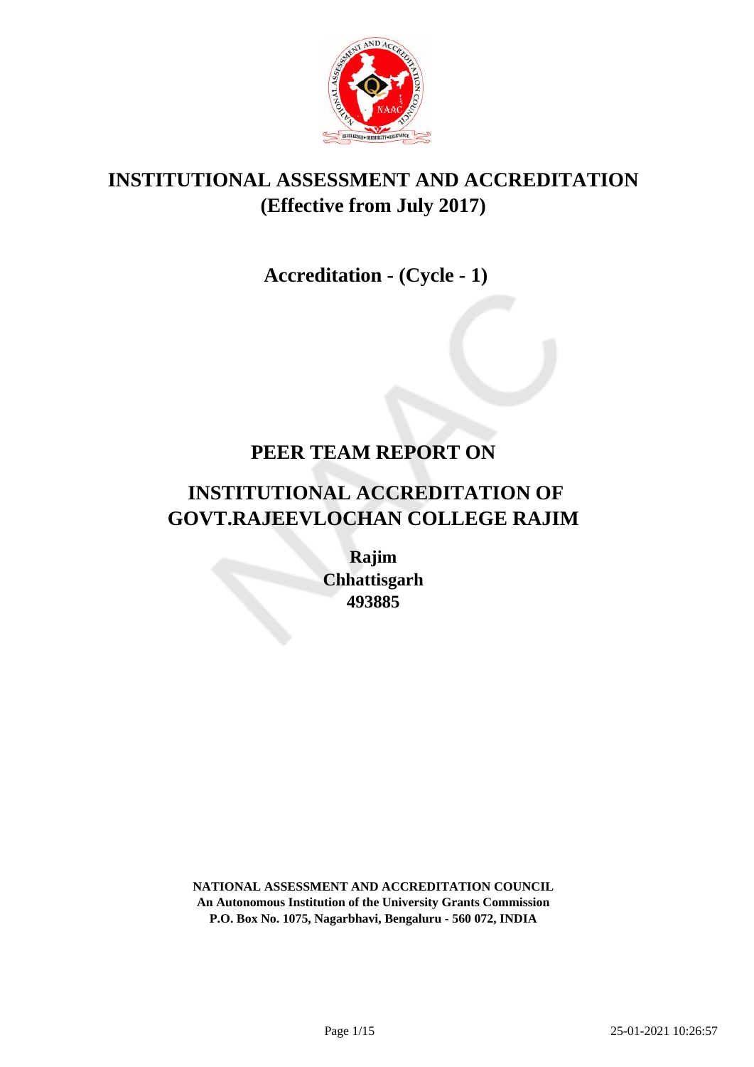# INSTITUTIONAL ASSESSMENT AND ACCREDITATION
# (Effective from July 2017)

## Accreditation - (Cycle - 1)

# PEER TEAM REPORT ON

# INSTITUTIONAL ACCREDITATION OF GOVT.RAJEEVLOCHAN COLLEGE RAJIM

**Rajim**
**Chhattisgarh**
**493885**

**NATIONAL ASSESSMENT AND ACCREDITATION COUNCIL**
**An Autonomous Institution of the University Grants Commission**
**P.O. Box No. 1075, Nagarbhavi, Bengaluru - 560 072, INDIA**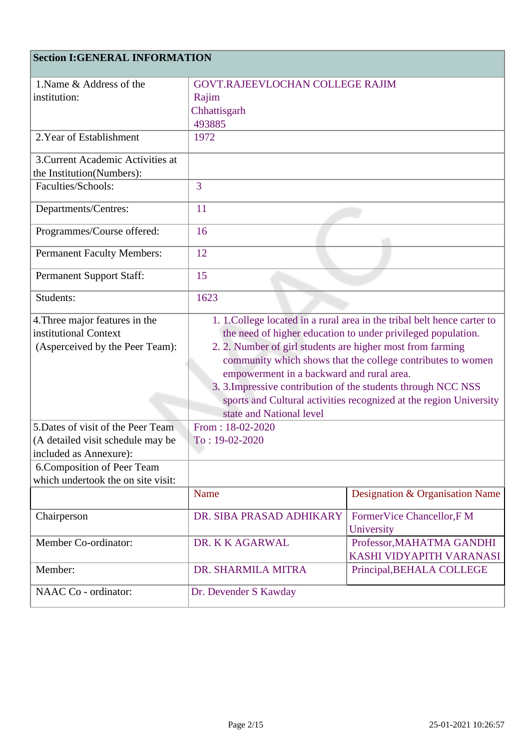## Section I:GENERAL INFORMATION

| | | |
|---|---|---|
| 1.Name & Address of the institution: | GOVT.RAJEEVLOCHAN COLLEGE RAJIM<br>Rajim<br>Chhattisgarh<br>493885 | |
| 2.Year of Establishment | 1972 | |
| 3.Current Academic Activities at the Institution(Numbers): | | |
| Faculties/Schools: | 3 | |
| Departments/Centres: | 11 | |
| Programmes/Course offered: | 16 | |
| Permanent Faculty Members: | 12 | |
| Permanent Support Staff: | 15 | |
| Students: | 1623 | |
| 4.Three major features in the institutional Context (Asperceived by the Peer Team): | 1. 1.College located in a rural area in the tribal belt hence carter to the need of higher education to under privileged population.<br>2. 2. Number of girl students are higher most from farming community which shows that the college contributes to women empowerment in a backward and rural area.<br>3. 3.Impressive contribution of the students through NCC NSS sports and Cultural activities recognized at the region University state and National level | |
| 5.Dates of visit of the Peer Team (A detailed visit schedule may be included as Annexure): | From : 18-02-2020<br>To : 19-02-2020 | |
| 6.Composition of Peer Team which undertook the on site visit: | | |
| | Name | Designation & Organisation Name |
| Chairperson | DR. SIBA PRASAD ADHIKARY | FormerVice Chancellor,F M University |
| Member Co-ordinator: | DR. K K AGARWAL | Professor,MAHATMA GANDHI KASHI VIDYAPITH VARANASI |
| Member: | DR. SHARMILA MITRA | Principal,BEHALA COLLEGE |
| NAAC Co - ordinator: | Dr. Devender S Kawday | |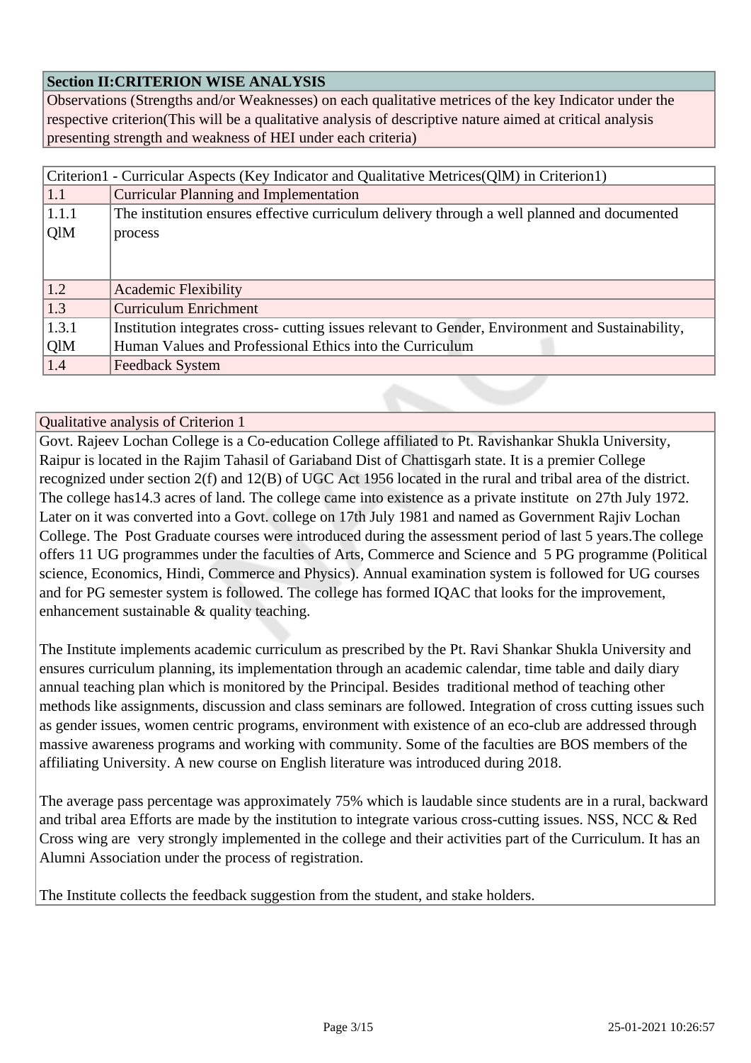| Section II:CRITERION WISE ANALYSIS |
|---|
| Observations (Strengths and/or Weaknesses) on each qualitative metrices of the key Indicator under the respective criterion(This will be a qualitative analysis of descriptive nature aimed at critical analysis presenting strength and weakness of HEI under each criteria) |

| Criterion1 - Curricular Aspects (Key Indicator and Qualitative Metrices(QlM) in Criterion1) | |
|---|---|
| 1.1 | Curricular Planning and Implementation |
| 1.1.1 QlM | The institution ensures effective curriculum delivery through a well planned and documented process |
| 1.2 | Academic Flexibility |
| 1.3 | Curriculum Enrichment |
| 1.3.1 QlM | Institution integrates cross- cutting issues relevant to Gender, Environment and Sustainability, Human Values and Professional Ethics into the Curriculum |
| 1.4 | Feedback System |

**Qualitative analysis of Criterion 1**

Govt. Rajeev Lochan College is a Co-education College affiliated to Pt. Ravishankar Shukla University, Raipur is located in the Rajim Tahasil of Gariaband Dist of Chattisgarh state. It is a premier College recognized under section 2(f) and 12(B) of UGC Act 1956 located in the rural and tribal area of the district. The college has14.3 acres of land. The college came into existence as a private institute on 27th July 1972. Later on it was converted into a Govt. college on 17th July 1981 and named as Government Rajiv Lochan College. The Post Graduate courses were introduced during the assessment period of last 5 years.The college offers 11 UG programmes under the faculties of Arts, Commerce and Science and 5 PG programme (Political science, Economics, Hindi, Commerce and Physics). Annual examination system is followed for UG courses and for PG semester system is followed. The college has formed IQAC that looks for the improvement, enhancement sustainable & quality teaching.

The Institute implements academic curriculum as prescribed by the Pt. Ravi Shankar Shukla University and ensures curriculum planning, its implementation through an academic calendar, time table and daily diary annual teaching plan which is monitored by the Principal. Besides traditional method of teaching other methods like assignments, discussion and class seminars are followed. Integration of cross cutting issues such as gender issues, women centric programs, environment with existence of an eco-club are addressed through massive awareness programs and working with community. Some of the faculties are BOS members of the affiliating University. A new course on English literature was introduced during 2018.

The average pass percentage was approximately 75% which is laudable since students are in a rural, backward and tribal area Efforts are made by the institution to integrate various cross-cutting issues. NSS, NCC & Red Cross wing are very strongly implemented in the college and their activities part of the Curriculum. It has an Alumni Association under the process of registration.

The Institute collects the feedback suggestion from the student, and stake holders.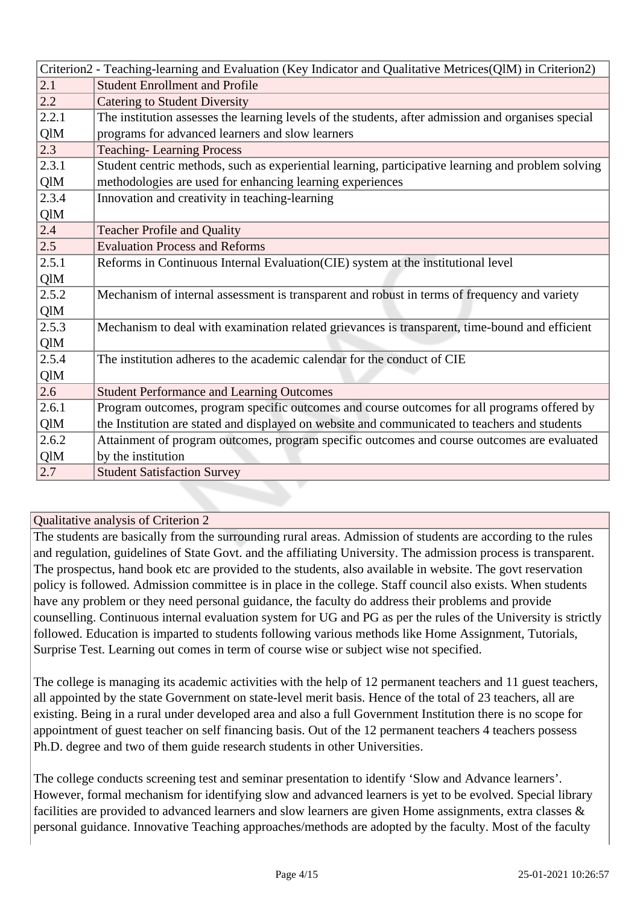| Criterion2 - Teaching-learning and Evaluation (Key Indicator and Qualitative Metrices(QlM) in Criterion2) | |
|---|---|
| 2.1 | Student Enrollment and Profile |
| 2.2 | Catering to Student Diversity |
| 2.2.1 QlM | The institution assesses the learning levels of the students, after admission and organises special programs for advanced learners and slow learners |
| 2.3 | Teaching- Learning Process |
| 2.3.1 QlM | Student centric methods, such as experiential learning, participative learning and problem solving methodologies are used for enhancing learning experiences |
| 2.3.4 QlM | Innovation and creativity in teaching-learning |
| 2.4 | Teacher Profile and Quality |
| 2.5 | Evaluation Process and Reforms |
| 2.5.1 QlM | Reforms in Continuous Internal Evaluation(CIE) system at the institutional level |
| 2.5.2 QlM | Mechanism of internal assessment is transparent and robust in terms of frequency and variety |
| 2.5.3 QlM | Mechanism to deal with examination related grievances is transparent, time-bound and efficient |
| 2.5.4 QlM | The institution adheres to the academic calendar for the conduct of CIE |
| 2.6 | Student Performance and Learning Outcomes |
| 2.6.1 QlM | Program outcomes, program specific outcomes and course outcomes for all programs offered by the Institution are stated and displayed on website and communicated to teachers and students |
| 2.6.2 QlM | Attainment of program outcomes, program specific outcomes and course outcomes are evaluated by the institution |
| 2.7 | Student Satisfaction Survey |

## Qualitative analysis of Criterion 2

The students are basically from the surrounding rural areas. Admission of students are according to the rules and regulation, guidelines of State Govt. and the affiliating University. The admission process is transparent. The prospectus, hand book etc are provided to the students, also available in website. The govt reservation policy is followed. Admission committee is in place in the college. Staff council also exists. When students have any problem or they need personal guidance, the faculty do address their problems and provide counselling. Continuous internal evaluation system for UG and PG as per the rules of the University is strictly followed. Education is imparted to students following various methods like Home Assignment, Tutorials, Surprise Test. Learning out comes in term of course wise or subject wise not specified.

The college is managing its academic activities with the help of 12 permanent teachers and 11 guest teachers, all appointed by the state Government on state-level merit basis. Hence of the total of 23 teachers, all are existing. Being in a rural under developed area and also a full Government Institution there is no scope for appointment of guest teacher on self financing basis. Out of the 12 permanent teachers 4 teachers possess Ph.D. degree and two of them guide research students in other Universities.

The college conducts screening test and seminar presentation to identify 'Slow and Advance learners'. However, formal mechanism for identifying slow and advanced learners is yet to be evolved. Special library facilities are provided to advanced learners and slow learners are given Home assignments, extra classes & personal guidance. Innovative Teaching approaches/methods are adopted by the faculty. Most of the faculty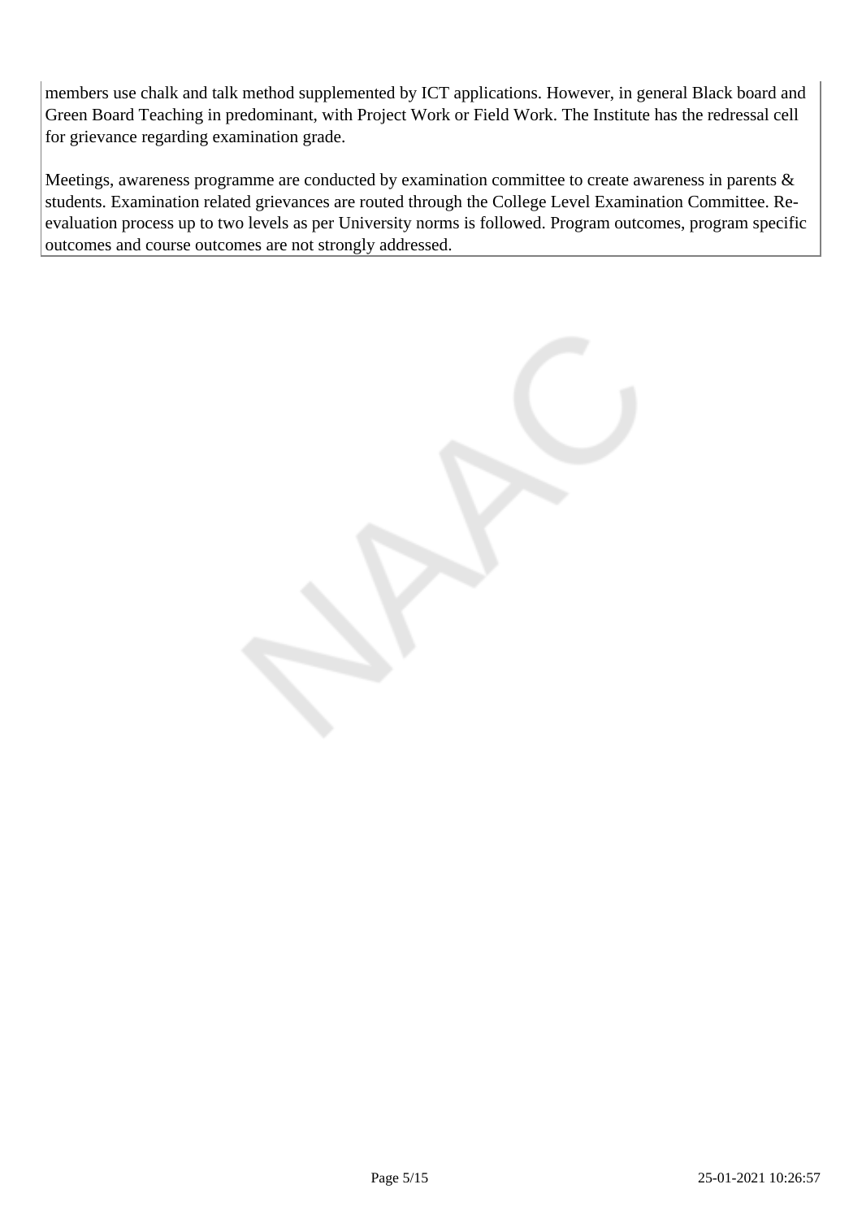members use chalk and talk method supplemented by ICT applications. However, in general Black board and Green Board Teaching in predominant, with Project Work or Field Work. The Institute has the redressal cell for grievance regarding examination grade.

Meetings, awareness programme are conducted by examination committee to create awareness in parents & students. Examination related grievances are routed through the College Level Examination Committee. Re-evaluation process up to two levels as per University norms is followed. Program outcomes, program specific outcomes and course outcomes are not strongly addressed.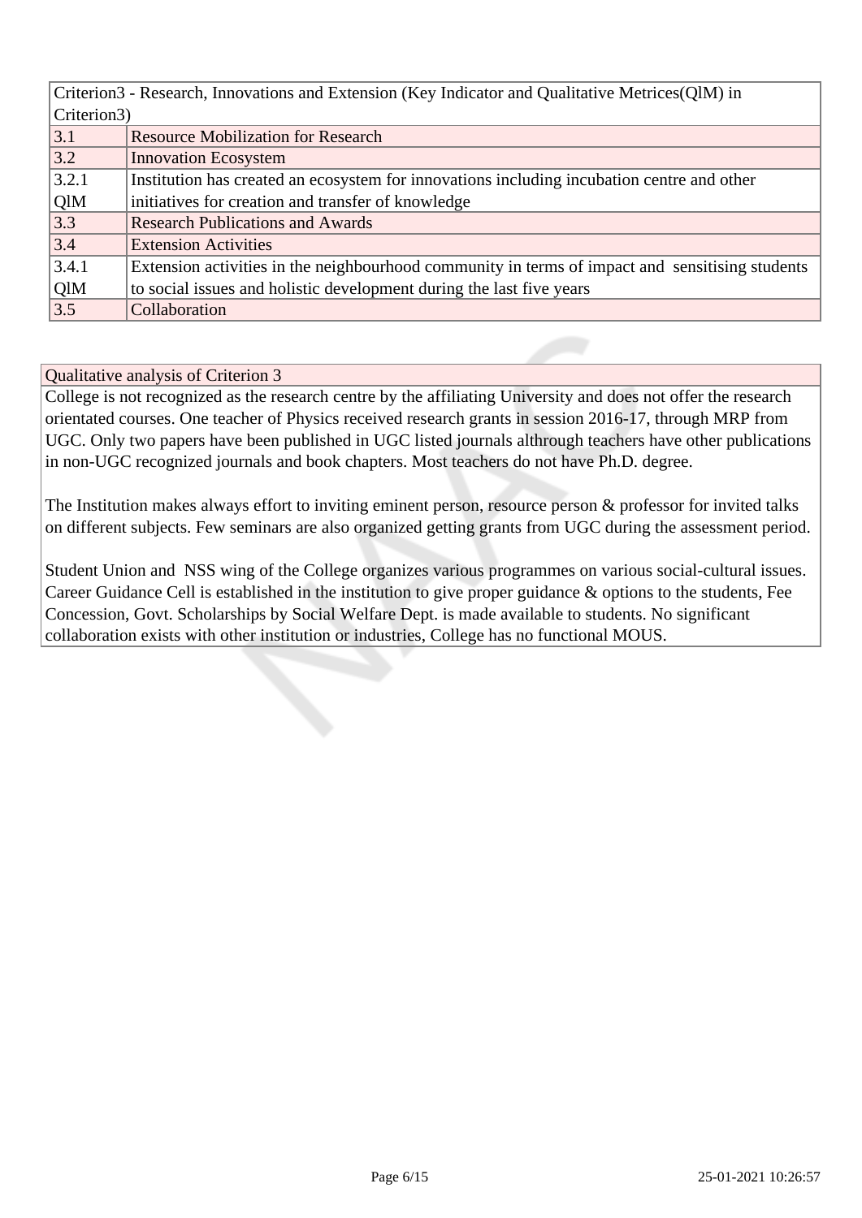| Criterion3 - Research, Innovations and Extension (Key Indicator and Qualitative Metrices(QlM) in Criterion3) | |
|---|---|
| 3.1 | Resource Mobilization for Research |
| 3.2 | Innovation Ecosystem |
| 3.2.1 QlM | Institution has created an ecosystem for innovations including incubation centre and other initiatives for creation and transfer of knowledge |
| 3.3 | Research Publications and Awards |
| 3.4 | Extension Activities |
| 3.4.1 QlM | Extension activities in the neighbourhood community in terms of impact and sensitising students to social issues and holistic development during the last five years |
| 3.5 | Collaboration |

| Qualitative analysis of Criterion 3 |
|---|
| College is not recognized as the research centre by the affiliating University and does not offer the research orientated courses. One teacher of Physics received research grants in session 2016-17, through MRP from UGC. Only two papers have been published in UGC listed journals althrough teachers have other publications in non-UGC recognized journals and book chapters. Most teachers do not have Ph.D. degree.<br><br>The Institution makes always effort to inviting eminent person, resource person & professor for invited talks on different subjects. Few seminars are also organized getting grants from UGC during the assessment period.<br><br>Student Union and NSS wing of the College organizes various programmes on various social-cultural issues. Career Guidance Cell is established in the institution to give proper guidance & options to the students, Fee Concession, Govt. Scholarships by Social Welfare Dept. is made available to students. No significant collaboration exists with other institution or industries, College has no functional MOUS. |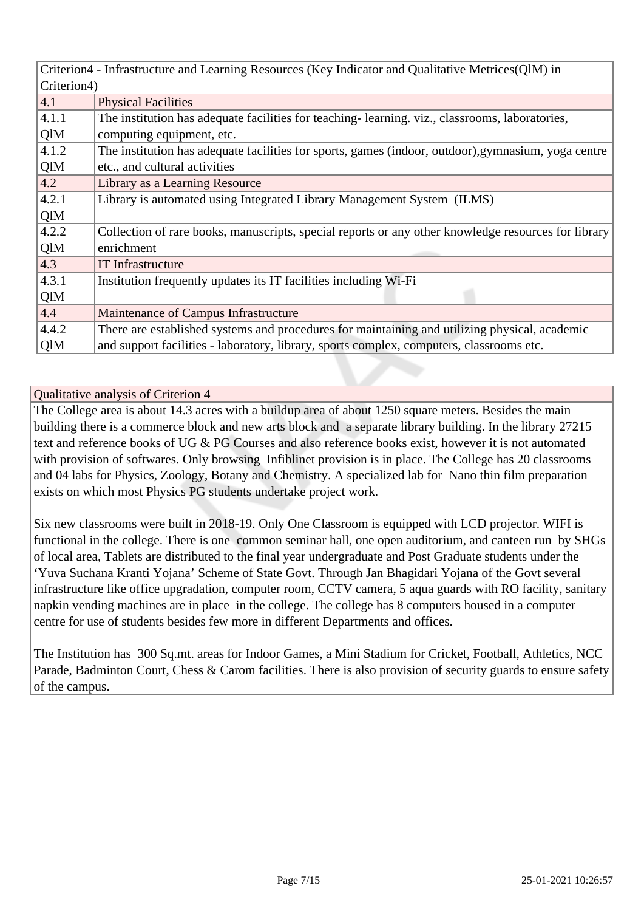| Criterion4 - Infrastructure and Learning Resources (Key Indicator and Qualitative Metrices(QlM) in Criterion4) | |
|---|---|
| 4.1 | Physical Facilities |
| 4.1.1 QlM | The institution has adequate facilities for teaching- learning. viz., classrooms, laboratories, computing equipment, etc. |
| 4.1.2 QlM | The institution has adequate facilities for sports, games (indoor, outdoor),gymnasium, yoga centre etc., and cultural activities |
| 4.2 | Library as a Learning Resource |
| 4.2.1 QlM | Library is automated using Integrated Library Management System (ILMS) |
| 4.2.2 QlM | Collection of rare books, manuscripts, special reports or any other knowledge resources for library enrichment |
| 4.3 | IT Infrastructure |
| 4.3.1 QlM | Institution frequently updates its IT facilities including Wi-Fi |
| 4.4 | Maintenance of Campus Infrastructure |
| 4.4.2 QlM | There are established systems and procedures for maintaining and utilizing physical, academic and support facilities - laboratory, library, sports complex, computers, classrooms etc. |

**Qualitative analysis of Criterion 4**

The College area is about 14.3 acres with a buildup area of about 1250 square meters. Besides the main building there is a commerce block and new arts block and a separate library building. In the library 27215 text and reference books of UG & PG Courses and also reference books exist, however it is not automated with provision of softwares. Only browsing Infiblinet provision is in place. The College has 20 classrooms and 04 labs for Physics, Zoology, Botany and Chemistry. A specialized lab for Nano thin film preparation exists on which most Physics PG students undertake project work.

Six new classrooms were built in 2018-19. Only One Classroom is equipped with LCD projector. WIFI is functional in the college. There is one common seminar hall, one open auditorium, and canteen run by SHGs of local area, Tablets are distributed to the final year undergraduate and Post Graduate students under the 'Yuva Suchana Kranti Yojana' Scheme of State Govt. Through Jan Bhagidari Yojana of the Govt several infrastructure like office upgradation, computer room, CCTV camera, 5 aqua guards with RO facility, sanitary napkin vending machines are in place in the college. The college has 8 computers housed in a computer centre for use of students besides few more in different Departments and offices.

The Institution has 300 Sq.mt. areas for Indoor Games, a Mini Stadium for Cricket, Football, Athletics, NCC Parade, Badminton Court, Chess & Carom facilities. There is also provision of security guards to ensure safety of the campus.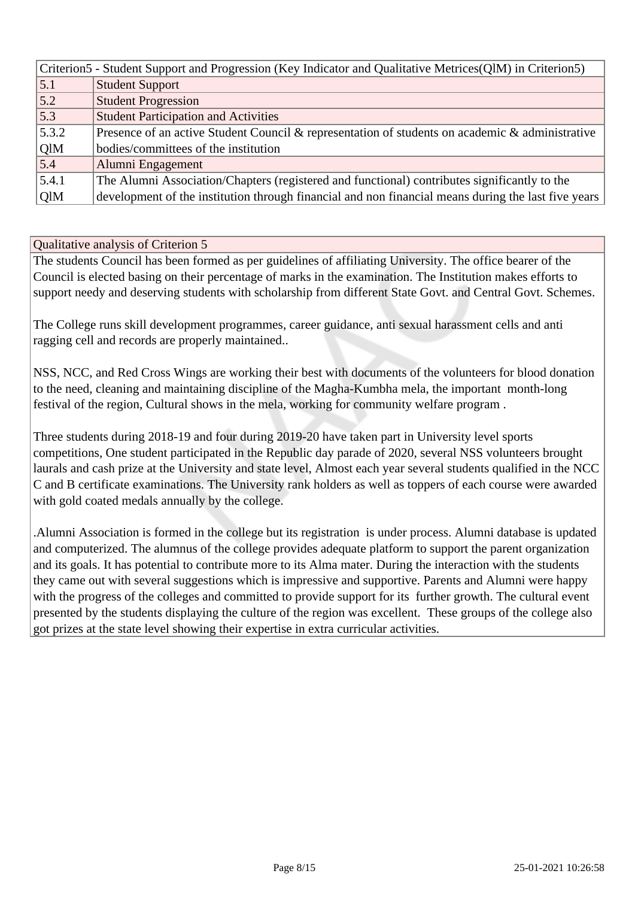| Criterion5 - Student Support and Progression (Key Indicator and Qualitative Metrices(QlM) in Criterion5) | |
|---|---|
| 5.1 | Student Support |
| 5.2 | Student Progression |
| 5.3 | Student Participation and Activities |
| 5.3.2 QlM | Presence of an active Student Council & representation of students on academic & administrative bodies/committees of the institution |
| 5.4 | Alumni Engagement |
| 5.4.1 QlM | The Alumni Association/Chapters (registered and functional) contributes significantly to the development of the institution through financial and non financial means during the last five years |

| Qualitative analysis of Criterion 5 |
|---|
| The students Council has been formed as per guidelines of affiliating University. The office bearer of the Council is elected basing on their percentage of marks in the examination. The Institution makes efforts to support needy and deserving students with scholarship from different State Govt. and Central Govt. Schemes.<br><br>The College runs skill development programmes, career guidance, anti sexual harassment cells and anti ragging cell and records are properly maintained..<br><br>NSS, NCC, and Red Cross Wings are working their best with documents of the volunteers for blood donation to the need, cleaning and maintaining discipline of the Magha-Kumbha mela, the important month-long festival of the region, Cultural shows in the mela, working for community welfare program .<br><br>Three students during 2018-19 and four during 2019-20 have taken part in University level sports competitions, One student participated in the Republic day parade of 2020, several NSS volunteers brought laurals and cash prize at the University and state level, Almost each year several students qualified in the NCC C and B certificate examinations. The University rank holders as well as toppers of each course were awarded with gold coated medals annually by the college.<br><br>.Alumni Association is formed in the college but its registration is under process. Alumni database is updated and computerized. The alumnus of the college provides adequate platform to support the parent organization and its goals. It has potential to contribute more to its Alma mater. During the interaction with the students they came out with several suggestions which is impressive and supportive. Parents and Alumni were happy with the progress of the colleges and committed to provide support for its further growth. The cultural event presented by the students displaying the culture of the region was excellent. These groups of the college also got prizes at the state level showing their expertise in extra curricular activities. |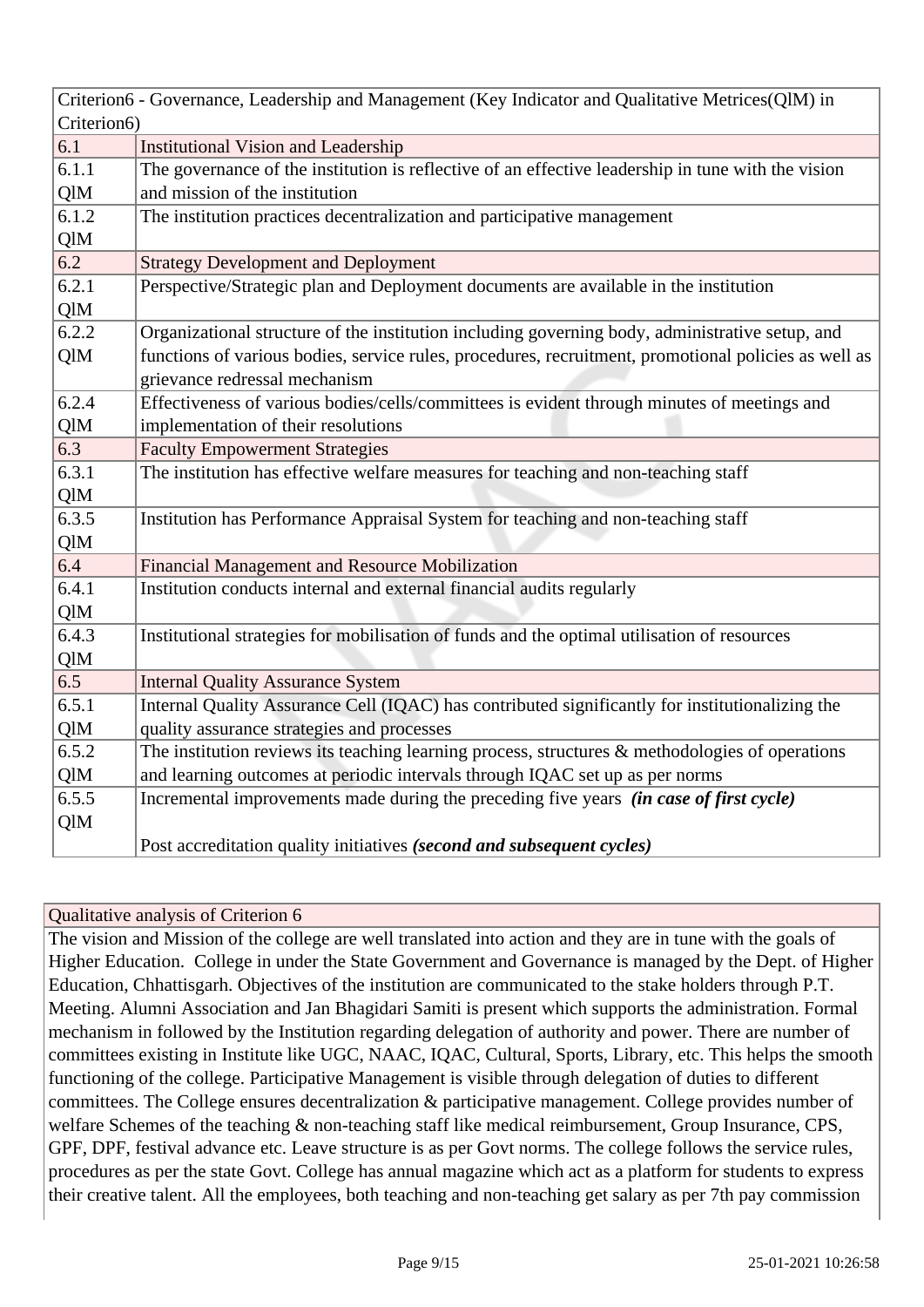| Criterion6 - Governance, Leadership and Management (Key Indicator and Qualitative Metrices(QlM) in Criterion6) | |
|---|---|
| 6.1 | Institutional Vision and Leadership |
| 6.1.1 QlM | The governance of the institution is reflective of an effective leadership in tune with the vision and mission of the institution |
| 6.1.2 QlM | The institution practices decentralization and participative management |
| 6.2 | Strategy Development and Deployment |
| 6.2.1 QlM | Perspective/Strategic plan and Deployment documents are available in the institution |
| 6.2.2 QlM | Organizational structure of the institution including governing body, administrative setup, and functions of various bodies, service rules, procedures, recruitment, promotional policies as well as grievance redressal mechanism |
| 6.2.4 QlM | Effectiveness of various bodies/cells/committees is evident through minutes of meetings and implementation of their resolutions |
| 6.3 | Faculty Empowerment Strategies |
| 6.3.1 QlM | The institution has effective welfare measures for teaching and non-teaching staff |
| 6.3.5 QlM | Institution has Performance Appraisal System for teaching and non-teaching staff |
| 6.4 | Financial Management and Resource Mobilization |
| 6.4.1 QlM | Institution conducts internal and external financial audits regularly |
| 6.4.3 QlM | Institutional strategies for mobilisation of funds and the optimal utilisation of resources |
| 6.5 | Internal Quality Assurance System |
| 6.5.1 QlM | Internal Quality Assurance Cell (IQAC) has contributed significantly for institutionalizing the quality assurance strategies and processes |
| 6.5.2 QlM | The institution reviews its teaching learning process, structures & methodologies of operations and learning outcomes at periodic intervals through IQAC set up as per norms |
| 6.5.5 QlM | Incremental improvements made during the preceding five years ***(in case of first cycle)*** <br><br> Post accreditation quality initiatives ***(second and subsequent cycles)*** |

**Qualitative analysis of Criterion 6**

The vision and Mission of the college are well translated into action and they are in tune with the goals of Higher Education. College in under the State Government and Governance is managed by the Dept. of Higher Education, Chhattisgarh. Objectives of the institution are communicated to the stake holders through P.T. Meeting. Alumni Association and Jan Bhagidari Samiti is present which supports the administration. Formal mechanism in followed by the Institution regarding delegation of authority and power. There are number of committees existing in Institute like UGC, NAAC, IQAC, Cultural, Sports, Library, etc. This helps the smooth functioning of the college. Participative Management is visible through delegation of duties to different committees. The College ensures decentralization & participative management. College provides number of welfare Schemes of the teaching & non-teaching staff like medical reimbursement, Group Insurance, CPS, GPF, DPF, festival advance etc. Leave structure is as per Govt norms. The college follows the service rules, procedures as per the state Govt. College has annual magazine which act as a platform for students to express their creative talent. All the employees, both teaching and non-teaching get salary as per 7th pay commission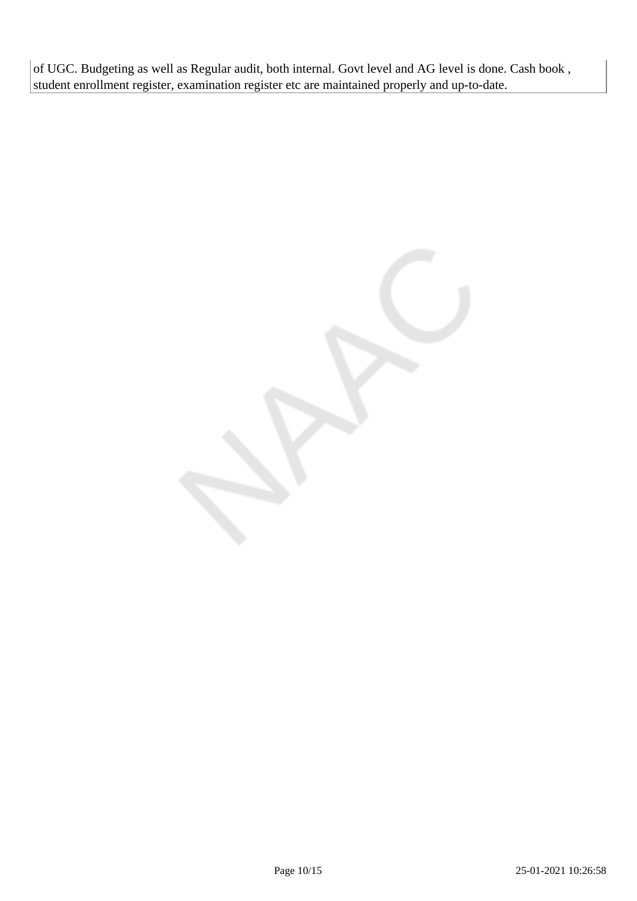of UGC. Budgeting as well as Regular audit, both internal. Govt level and AG level is done. Cash book , student enrollment register, examination register etc are maintained properly and up-to-date.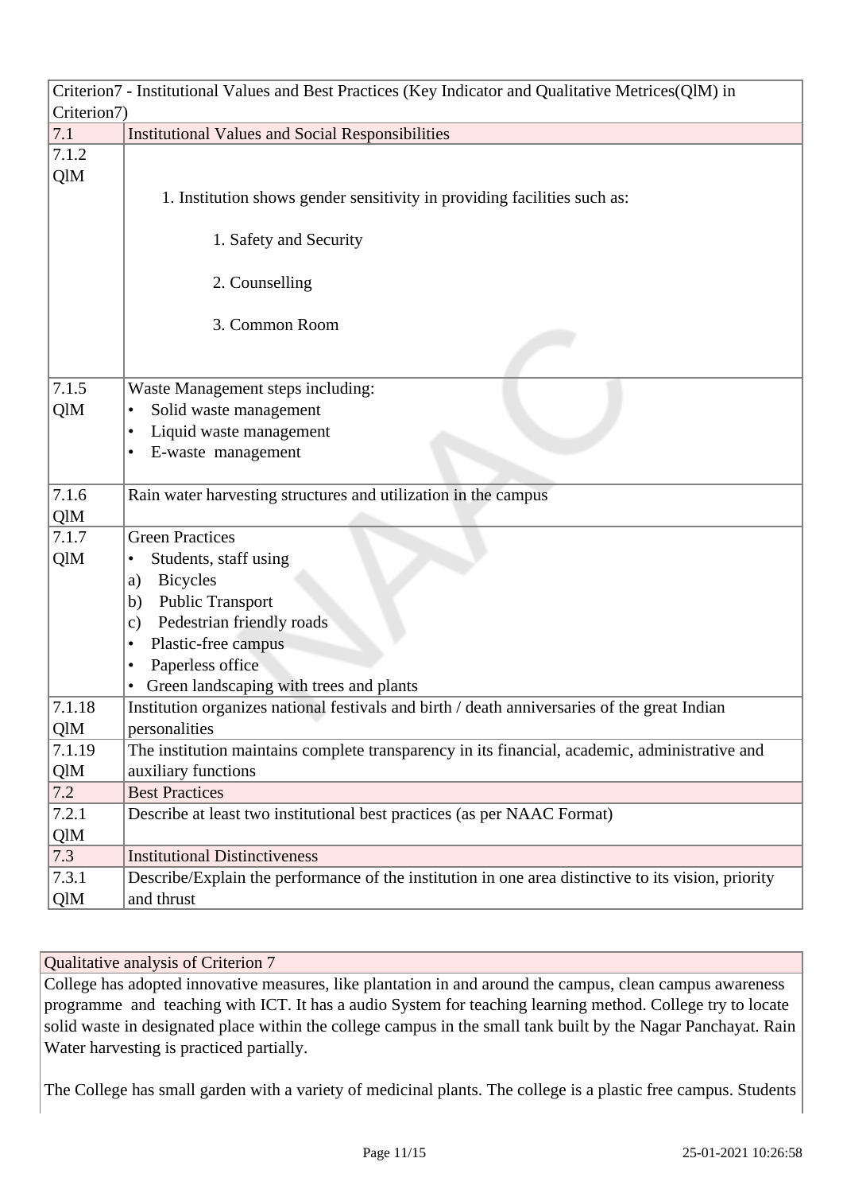| Criterion7 - Institutional Values and Best Practices (Key Indicator and Qualitative Metrices(QlM) in Criterion7) | |
|---|---|
| 7.1 | Institutional Values and Social Responsibilities |
| 7.1.2 QlM | 1. Institution shows gender sensitivity in providing facilities such as: 1. Safety and Security 2. Counselling 3. Common Room |
| 7.1.5 QlM | Waste Management steps including: • Solid waste management • Liquid waste management • E-waste management |
| 7.1.6 QlM | Rain water harvesting structures and utilization in the campus |
| 7.1.7 QlM | Green Practices • Students, staff using a) Bicycles b) Public Transport c) Pedestrian friendly roads • Plastic-free campus • Paperless office • Green landscaping with trees and plants |
| 7.1.18 QlM | Institution organizes national festivals and birth / death anniversaries of the great Indian personalities |
| 7.1.19 QlM | The institution maintains complete transparency in its financial, academic, administrative and auxiliary functions |
| 7.2 | Best Practices |
| 7.2.1 QlM | Describe at least two institutional best practices (as per NAAC Format) |
| 7.3 | Institutional Distinctiveness |
| 7.3.1 QlM | Describe/Explain the performance of the institution in one area distinctive to its vision, priority and thrust |

Qualitative analysis of Criterion 7

College has adopted innovative measures, like plantation in and around the campus, clean campus awareness programme and teaching with ICT. It has a audio System for teaching learning method. College try to locate solid waste in designated place within the college campus in the small tank built by the Nagar Panchayat. Rain Water harvesting is practiced partially.

The College has small garden with a variety of medicinal plants. The college is a plastic free campus. Students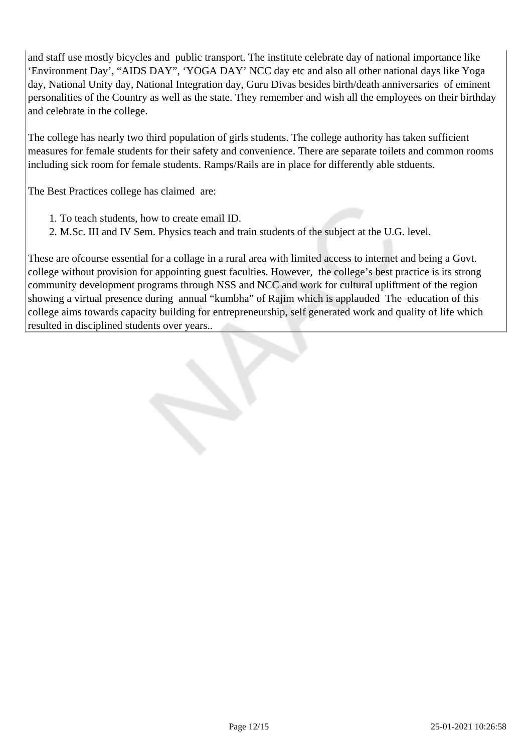and staff use mostly bicycles and public transport. The institute celebrate day of national importance like 'Environment Day', "AIDS DAY", 'YOGA DAY' NCC day etc and also all other national days like Yoga day, National Unity day, National Integration day, Guru Divas besides birth/death anniversaries of eminent personalities of the Country as well as the state. They remember and wish all the employees on their birthday and celebrate in the college.

The college has nearly two third population of girls students. The college authority has taken sufficient measures for female students for their safety and convenience. There are separate toilets and common rooms including sick room for female students. Ramps/Rails are in place for differently able stduents.

The Best Practices college has claimed are:

1. To teach students, how to create email ID.
2. M.Sc. III and IV Sem. Physics teach and train students of the subject at the U.G. level.

These are ofcourse essential for a collage in a rural area with limited access to internet and being a Govt. college without provision for appointing guest faculties. However, the college's best practice is its strong community development programs through NSS and NCC and work for cultural upliftment of the region showing a virtual presence during annual "kumbha" of Rajim which is applauded The education of this college aims towards capacity building for entrepreneurship, self generated work and quality of life which resulted in disciplined students over years..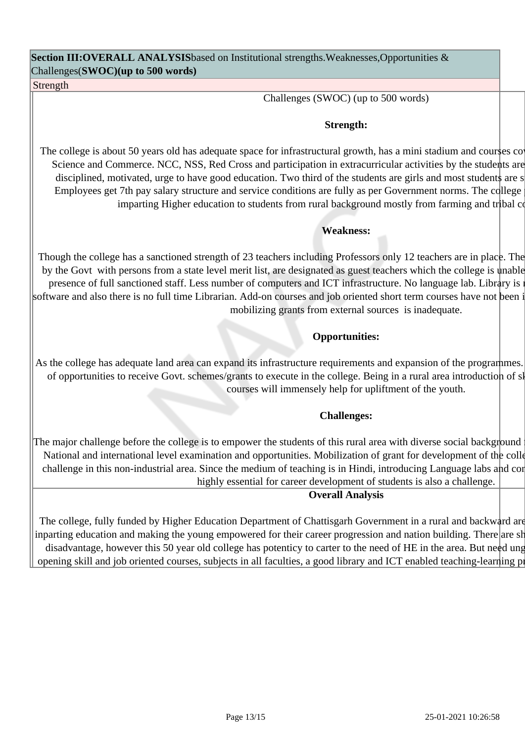**Section III:OVERALL ANALYSIS**based on Institutional strengths.Weaknesses,Opportunities & Challenges(**SWOC)(up to 500 words)**

Strength

Challenges (SWOC) (up to 500 words)

**Strength:**

The college is about 50 years old has adequate space for infrastructural growth, has a mini stadium and courses co Science and Commerce. NCC, NSS, Red Cross and participation in extracurricular activities by the students are disciplined, motivated, urge to have good education. Two third of the students are girls and most students are s Employees get 7th pay salary structure and service conditions are fully as per Government norms. The college imparting Higher education to students from rural background mostly from farming and tribal c

**Weakness:**

Though the college has a sanctioned strength of 23 teachers including Professors only 12 teachers are in place. The by the Govt with persons from a state level merit list, are designated as guest teachers which the college is unable presence of full sanctioned staff. Less number of computers and ICT infrastructure. No language lab. Library is software and also there is no full time Librarian. Add-on courses and job oriented short term courses have not been i mobilizing grants from external sources is inadequate.

**Opportunities:**

As the college has adequate land area can expand its infrastructure requirements and expansion of the programmes. of opportunities to receive Govt. schemes/grants to execute in the college. Being in a rural area introduction of sk courses will immensely help for upliftment of the youth.

**Challenges:**

The major challenge before the college is to empower the students of this rural area with diverse social background National and international level examination and opportunities. Mobilization of grant for development of the colle challenge in this non-industrial area. Since the medium of teaching is in Hindi, introducing Language labs and co highly essential for career development of students is also a challenge.

**Overall Analysis**

The college, fully funded by Higher Education Department of Chattisgarh Government in a rural and backward are inparting education and making the young empowered for their career progression and nation building. There are sh disadvantage, however this 50 year old college has potenticy to carter to the need of HE in the area. But need ung opening skill and job oriented courses, subjects in all faculties, a good library and ICT enabled teaching-learning p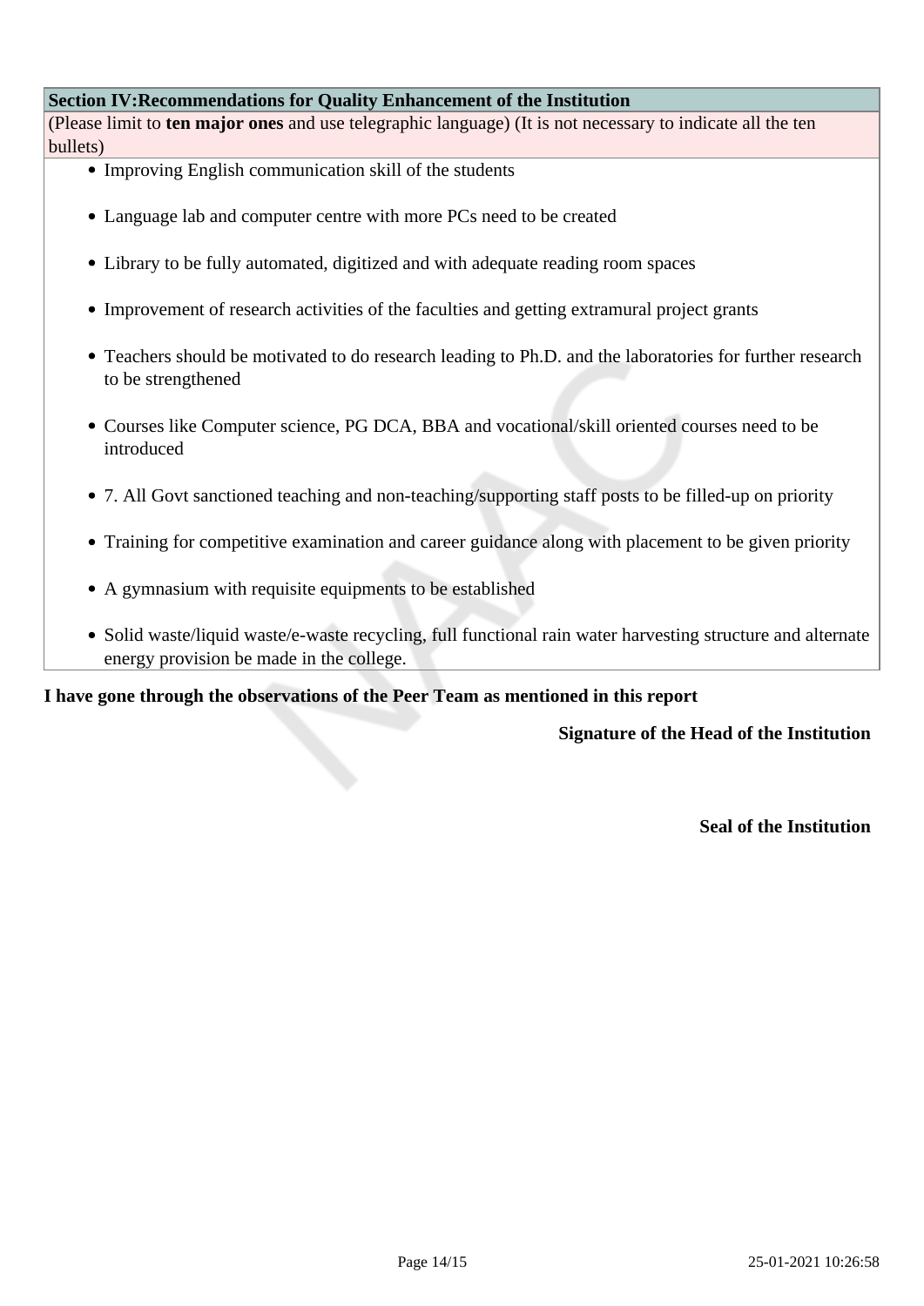**Section IV:Recommendations for Quality Enhancement of the Institution**

(Please limit to **ten major ones** and use telegraphic language) (It is not necessary to indicate all the ten bullets)

- Improving English communication skill of the students
- Language lab and computer centre with more PCs need to be created
- Library to be fully automated, digitized and with adequate reading room spaces
- Improvement of research activities of the faculties and getting extramural project grants
- Teachers should be motivated to do research leading to Ph.D. and the laboratories for further research to be strengthened
- Courses like Computer science, PG DCA, BBA and vocational/skill oriented courses need to be introduced
- 7. All Govt sanctioned teaching and non-teaching/supporting staff posts to be filled-up on priority
- Training for competitive examination and career guidance along with placement to be given priority
- A gymnasium with requisite equipments to be established
- Solid waste/liquid waste/e-waste recycling, full functional rain water harvesting structure and alternate energy provision be made in the college.

**I have gone through the observations of the Peer Team as mentioned in this report**

**Signature of the Head of the Institution**

**Seal of the Institution**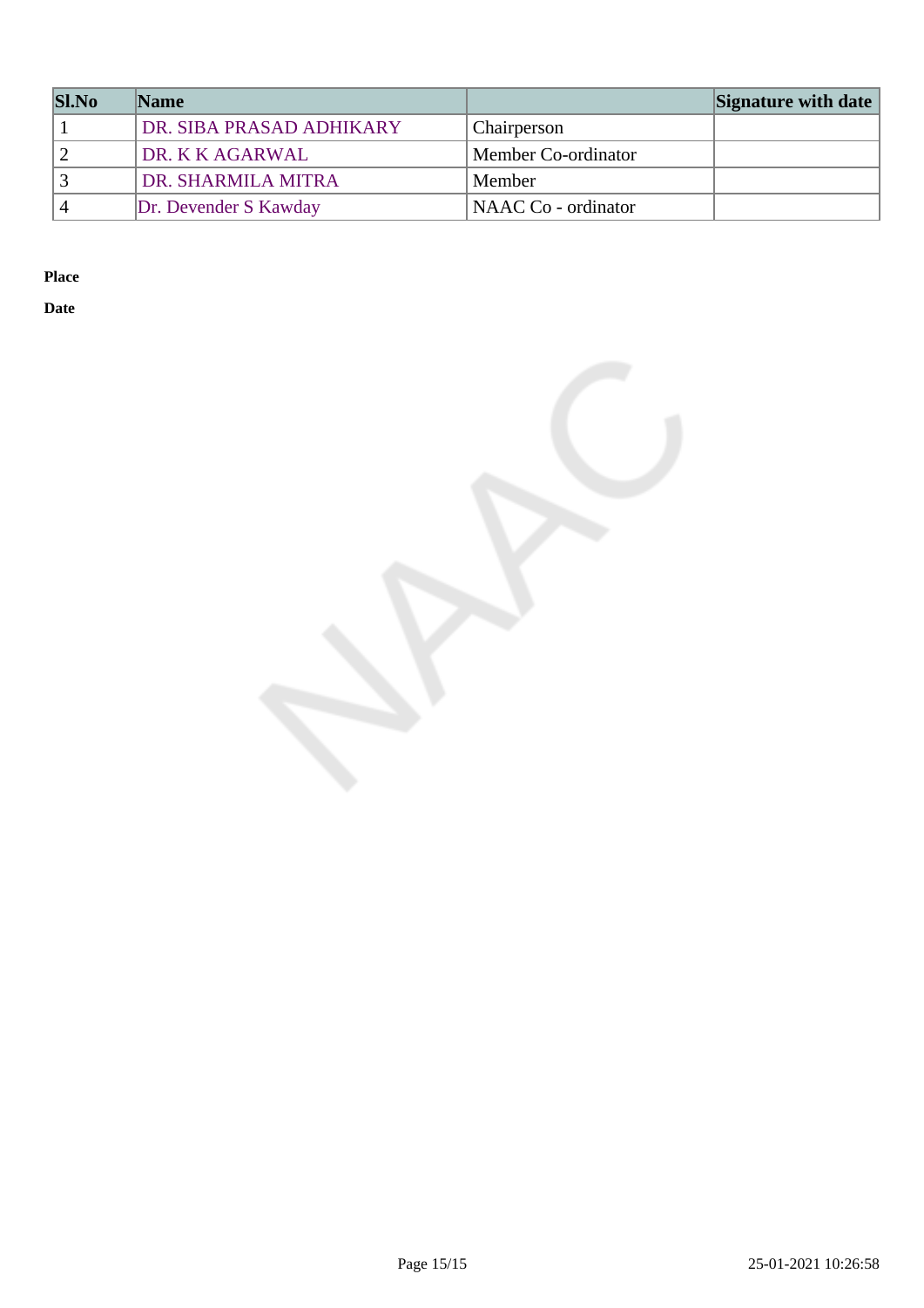| Sl.No | Name | | Signature with date |
|---|---|---|---|
| 1 | DR. SIBA PRASAD ADHIKARY | Chairperson | |
| 2 | DR. K K AGARWAL | Member Co-ordinator | |
| 3 | DR. SHARMILA MITRA | Member | |
| 4 | Dr. Devender S Kawday | NAAC Co - ordinator | |

**Place**

**Date**